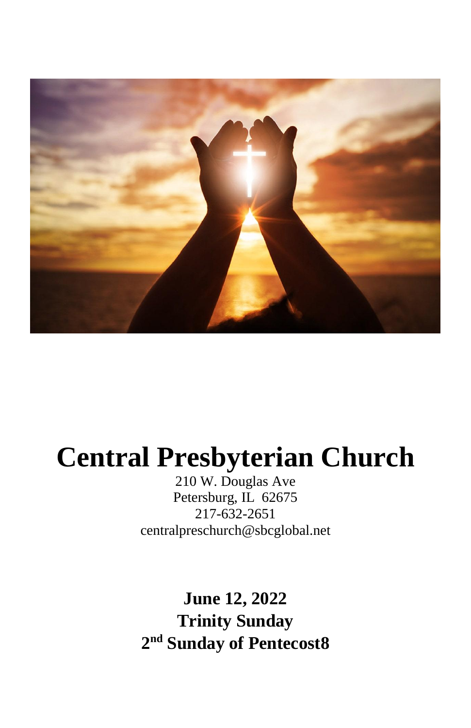# Central Presbyterian Church

210 W. Douglas Ave
Petersburg, IL 62675
217-632-2651
centralpreschurch@sbcglobal.net

**June 12, 2022**
**Trinity Sunday**
**2nd Sunday of Pentecost8**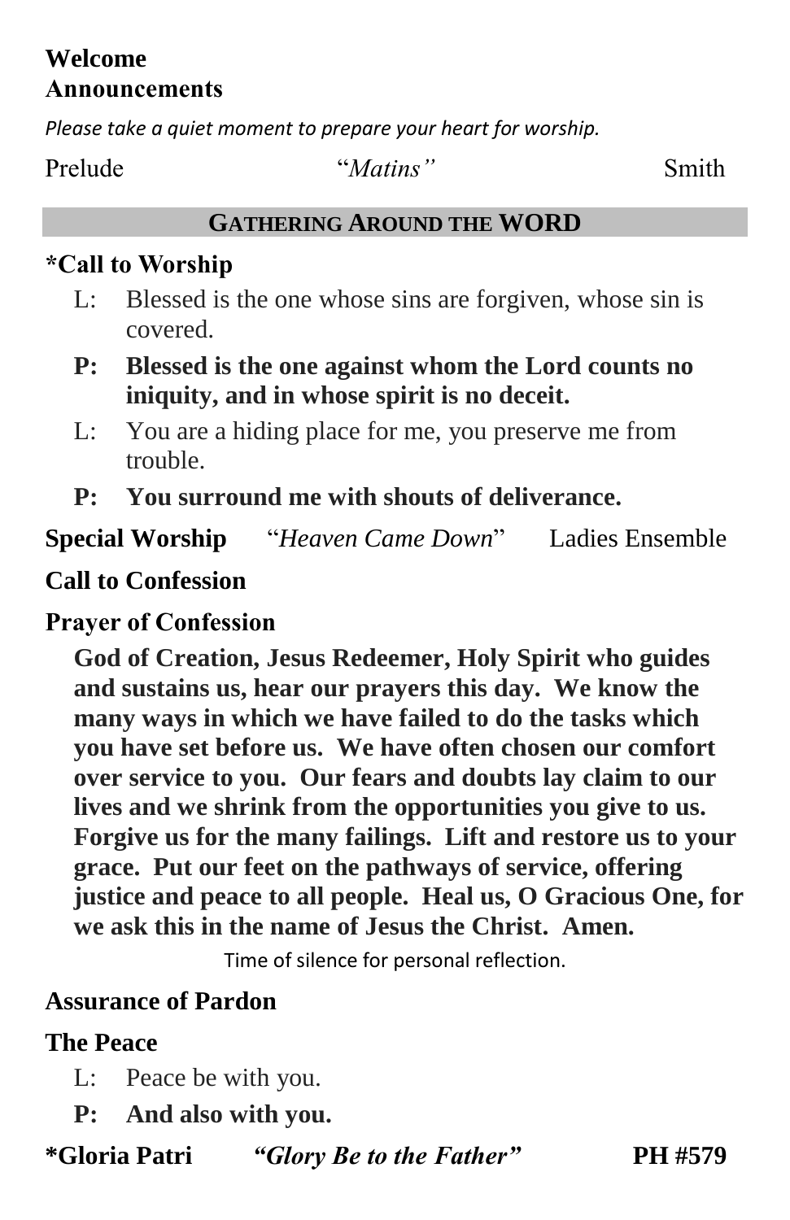**Welcome**
**Announcements**

*Please take a quiet moment to prepare your heart for worship.*

Prelude "*Matins"* Smith

## GATHERING AROUND THE WORD

**\*Call to Worship**

L: Blessed is the one whose sins are forgiven, whose sin is covered.

**P: Blessed is the one against whom the Lord counts no iniquity, and in whose spirit is no deceit.**

L: You are a hiding place for me, you preserve me from trouble.

**P: You surround me with shouts of deliverance.**

**Special Worship** "*Heaven Came Down*" Ladies Ensemble

**Call to Confession**

**Prayer of Confession**

**God of Creation, Jesus Redeemer, Holy Spirit who guides and sustains us, hear our prayers this day. We know the many ways in which we have failed to do the tasks which you have set before us. We have often chosen our comfort over service to you. Our fears and doubts lay claim to our lives and we shrink from the opportunities you give to us. Forgive us for the many failings. Lift and restore us to your grace. Put our feet on the pathways of service, offering justice and peace to all people. Heal us, O Gracious One, for we ask this in the name of Jesus the Christ. Amen.**

Time of silence for personal reflection.

**Assurance of Pardon**

**The Peace**

L: Peace be with you.

**P: And also with you.**

**\*Gloria Patri** ***"Glory Be to the Father"*** **PH #579**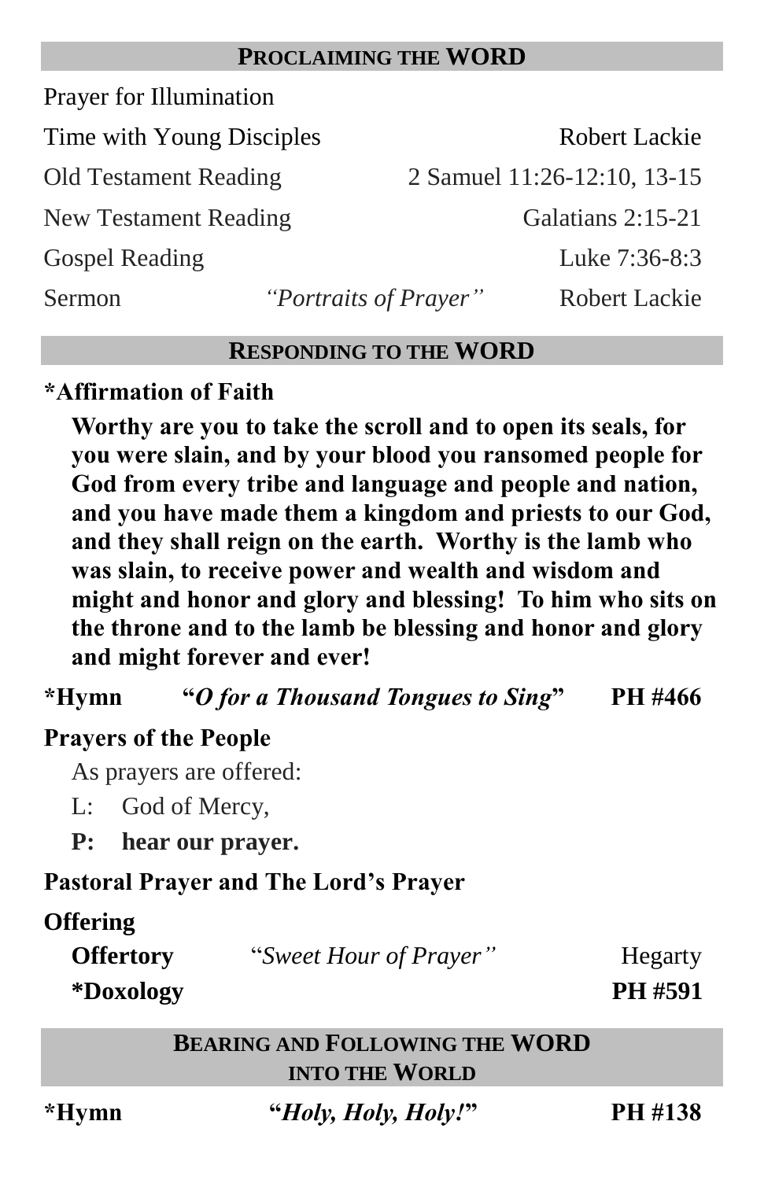## PROCLAIMING THE WORD

Prayer for Illumination

Time with Young Disciples — Robert Lackie

Old Testament Reading — 2 Samuel 11:26-12:10, 13-15

New Testament Reading — Galatians 2:15-21

Gospel Reading — Luke 7:36-8:3

Sermon — *"Portraits of Prayer"* — Robert Lackie

## RESPONDING TO THE WORD

**\*Affirmation of Faith**

**Worthy are you to take the scroll and to open its seals, for you were slain, and by your blood you ransomed people for God from every tribe and language and people and nation, and you have made them a kingdom and priests to our God, and they shall reign on the earth. Worthy is the lamb who was slain, to receive power and wealth and wisdom and might and honor and glory and blessing! To him who sits on the throne and to the lamb be blessing and honor and glory and might forever and ever!**

**\*Hymn — "*O for a Thousand Tongues to Sing*" — PH #466**

**Prayers of the People**

As prayers are offered:

L: God of Mercy,

**P: hear our prayer.**

**Pastoral Prayer and The Lord's Prayer**

**Offering**

**Offertory** — "*Sweet Hour of Prayer*" — Hegarty

**\*Doxology — PH #591**

## BEARING AND FOLLOWING THE WORD INTO THE WORLD

**\*Hymn — "*Holy, Holy, Holy!*" — PH #138**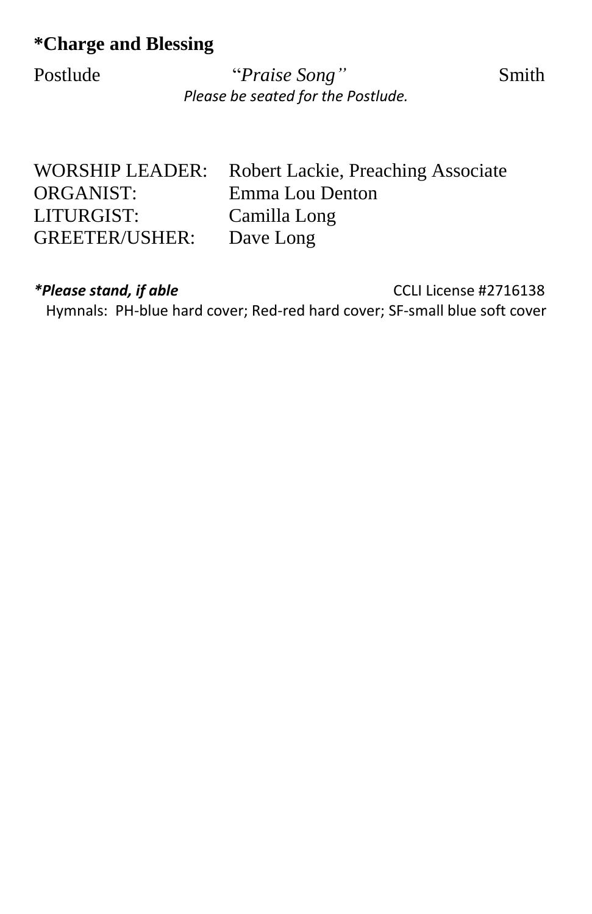**\*Charge and Blessing**

Postlude “*Praise Song”* Smith

*Please be seated for the Postlude.*

WORSHIP LEADER: Robert Lackie, Preaching Associate
ORGANIST: Emma Lou Denton
LITURGIST: Camilla Long
GREETER/USHER: Dave Long

***Please stand, if able*** CCLI License #2716138

Hymnals: PH-blue hard cover; Red-red hard cover; SF-small blue soft cover